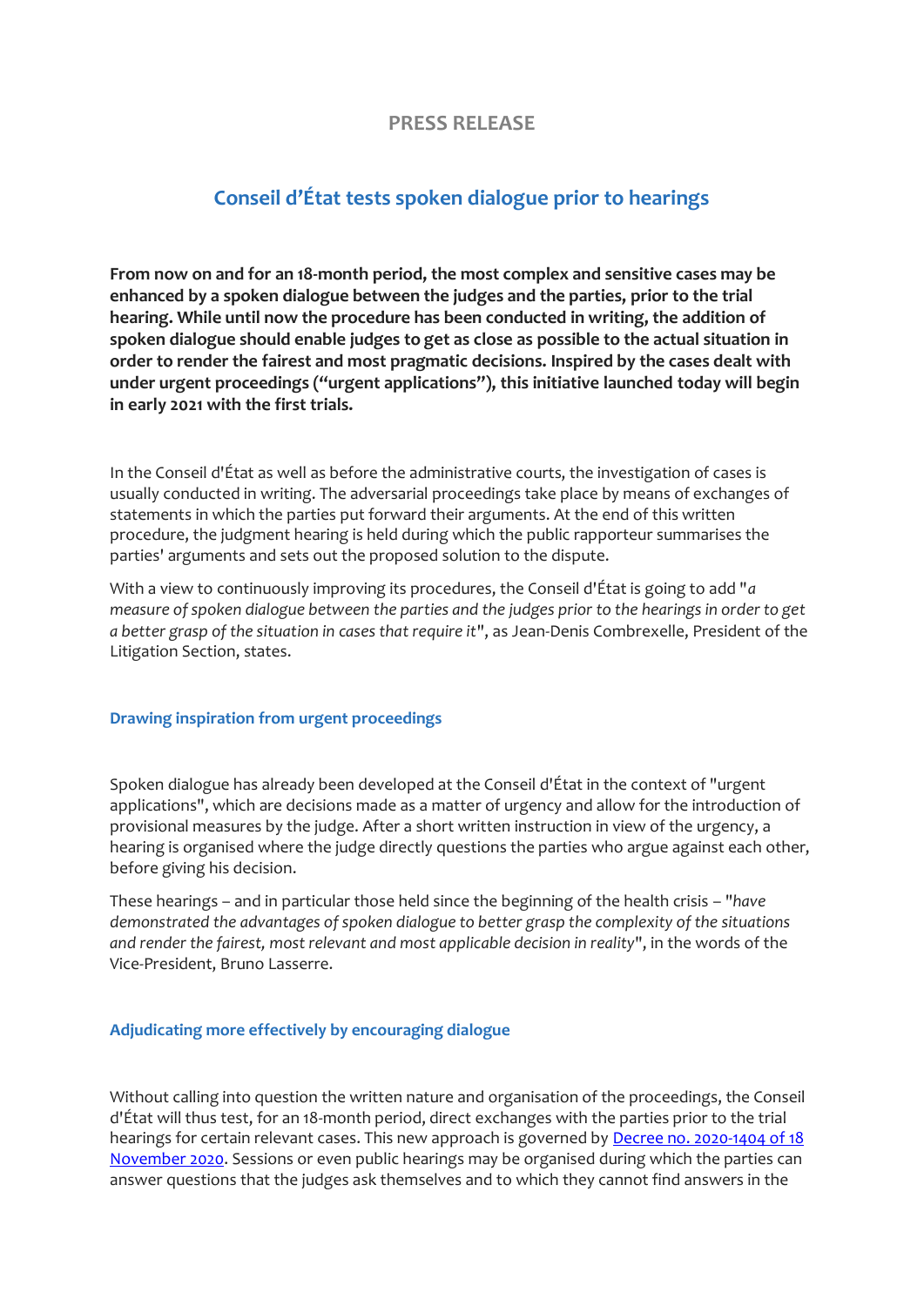## PRESS RELEASE

# Conseil d'État tests spoken dialogue prior to hearings

**From now on and for an 18-month period, the most complex and sensitive cases may be enhanced by a spoken dialogue between the judges and the parties, prior to the trial hearing. While until now the procedure has been conducted in writing, the addition of spoken dialogue should enable judges to get as close as possible to the actual situation in order to render the fairest and most pragmatic decisions. Inspired by the cases dealt with under urgent proceedings ("urgent applications"), this initiative launched today will begin in early 2021 with the first trials.**

In the Conseil d'État as well as before the administrative courts, the investigation of cases is usually conducted in writing. The adversarial proceedings take place by means of exchanges of statements in which the parties put forward their arguments. At the end of this written procedure, the judgment hearing is held during which the public rapporteur summarises the parties' arguments and sets out the proposed solution to the dispute.

With a view to continuously improving its procedures, the Conseil d'État is going to add "*a measure of spoken dialogue between the parties and the judges prior to the hearings in order to get a better grasp of the situation in cases that require it*", as Jean-Denis Combrexelle, President of the Litigation Section, states.

### Drawing inspiration from urgent proceedings

Spoken dialogue has already been developed at the Conseil d'État in the context of "urgent applications", which are decisions made as a matter of urgency and allow for the introduction of provisional measures by the judge. After a short written instruction in view of the urgency, a hearing is organised where the judge directly questions the parties who argue against each other, before giving his decision.

These hearings – and in particular those held since the beginning of the health crisis – "*have demonstrated the advantages of spoken dialogue to better grasp the complexity of the situations and render the fairest, most relevant and most applicable decision in reality*", in the words of the Vice-President, Bruno Lasserre.

### Adjudicating more effectively by encouraging dialogue

Without calling into question the written nature and organisation of the proceedings, the Conseil d'État will thus test, for an 18-month period, direct exchanges with the parties prior to the trial hearings for certain relevant cases. This new approach is governed by Decree no. 2020-1404 of 18 November 2020. Sessions or even public hearings may be organised during which the parties can answer questions that the judges ask themselves and to which they cannot find answers in the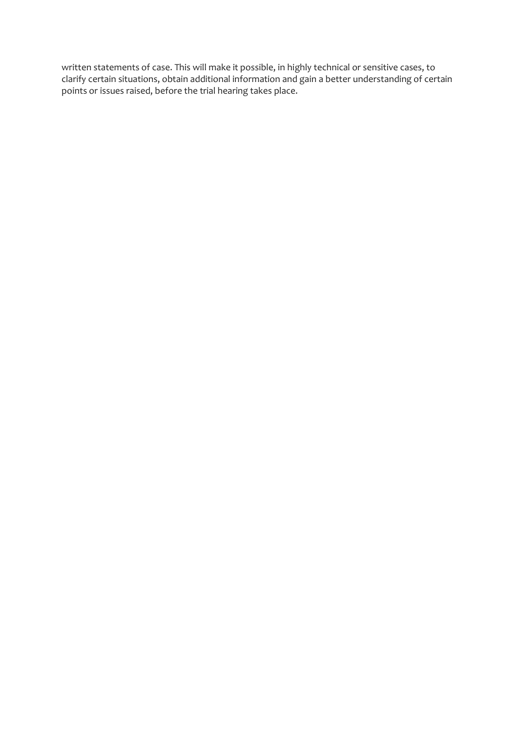written statements of case. This will make it possible, in highly technical or sensitive cases, to clarify certain situations, obtain additional information and gain a better understanding of certain points or issues raised, before the trial hearing takes place.